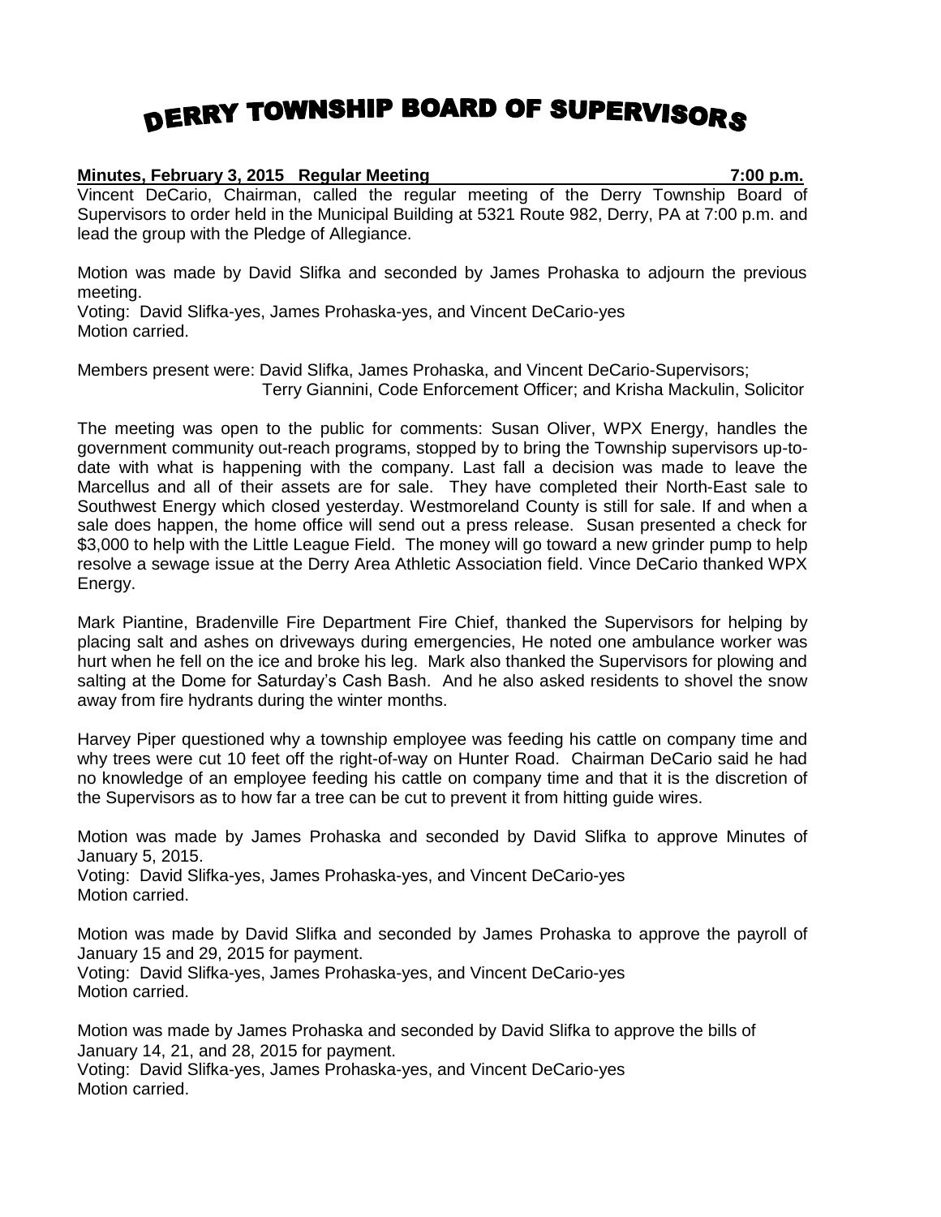# DERRY TOWNSHIP BOARD OF SUPERVISORS

**Minutes, February 3, 2015 Regular Meeting 7:00 p.m.**

Vincent DeCario, Chairman, called the regular meeting of the Derry Township Board of Supervisors to order held in the Municipal Building at 5321 Route 982, Derry, PA at 7:00 p.m. and lead the group with the Pledge of Allegiance.

Motion was made by David Slifka and seconded by James Prohaska to adjourn the previous meeting.
Voting: David Slifka-yes, James Prohaska-yes, and Vincent DeCario-yes
Motion carried.

Members present were: David Slifka, James Prohaska, and Vincent DeCario-Supervisors; Terry Giannini, Code Enforcement Officer; and Krisha Mackulin, Solicitor

The meeting was open to the public for comments: Susan Oliver, WPX Energy, handles the government community out-reach programs, stopped by to bring the Township supervisors up-to-date with what is happening with the company. Last fall a decision was made to leave the Marcellus and all of their assets are for sale. They have completed their North-East sale to Southwest Energy which closed yesterday. Westmoreland County is still for sale. If and when a sale does happen, the home office will send out a press release. Susan presented a check for $3,000 to help with the Little League Field. The money will go toward a new grinder pump to help resolve a sewage issue at the Derry Area Athletic Association field. Vince DeCario thanked WPX Energy.

Mark Piantine, Bradenville Fire Department Fire Chief, thanked the Supervisors for helping by placing salt and ashes on driveways during emergencies, He noted one ambulance worker was hurt when he fell on the ice and broke his leg. Mark also thanked the Supervisors for plowing and salting at the Dome for Saturday's Cash Bash. And he also asked residents to shovel the snow away from fire hydrants during the winter months.

Harvey Piper questioned why a township employee was feeding his cattle on company time and why trees were cut 10 feet off the right-of-way on Hunter Road. Chairman DeCario said he had no knowledge of an employee feeding his cattle on company time and that it is the discretion of the Supervisors as to how far a tree can be cut to prevent it from hitting guide wires.

Motion was made by James Prohaska and seconded by David Slifka to approve Minutes of January 5, 2015.
Voting: David Slifka-yes, James Prohaska-yes, and Vincent DeCario-yes
Motion carried.

Motion was made by David Slifka and seconded by James Prohaska to approve the payroll of January 15 and 29, 2015 for payment.
Voting: David Slifka-yes, James Prohaska-yes, and Vincent DeCario-yes
Motion carried.

Motion was made by James Prohaska and seconded by David Slifka to approve the bills of January 14, 21, and 28, 2015 for payment.
Voting: David Slifka-yes, James Prohaska-yes, and Vincent DeCario-yes
Motion carried.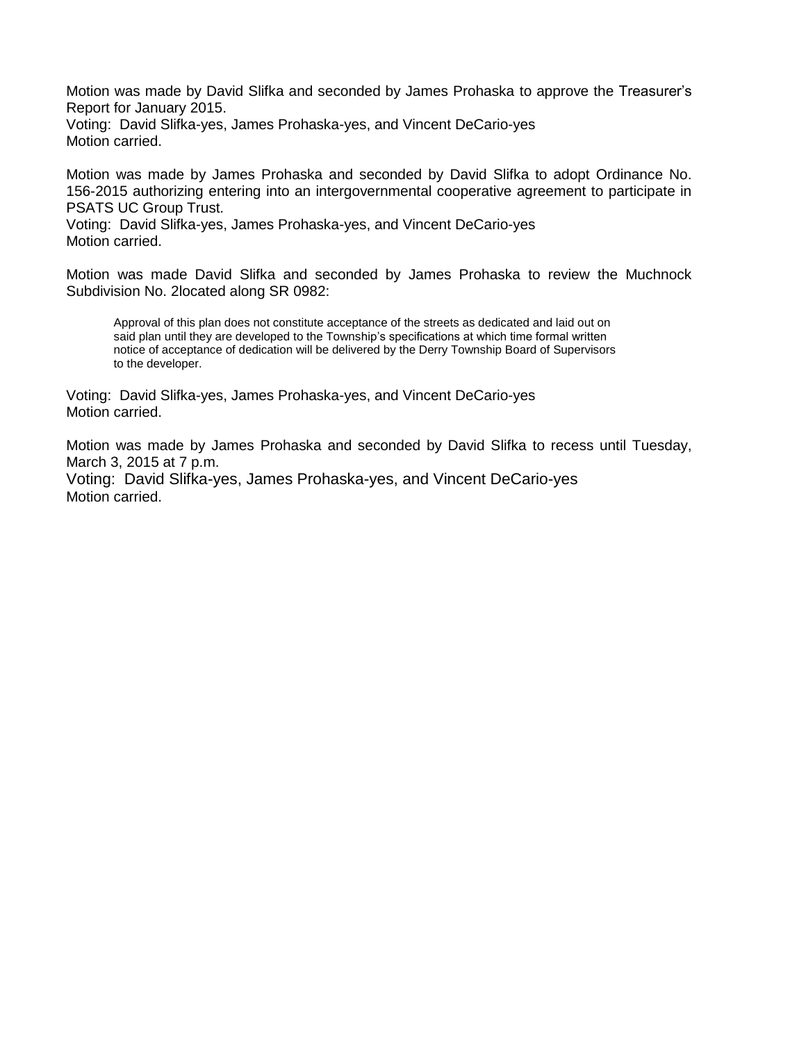Motion was made by David Slifka and seconded by James Prohaska to approve the Treasurer's Report for January 2015.
Voting: David Slifka-yes, James Prohaska-yes, and Vincent DeCario-yes
Motion carried.

Motion was made by James Prohaska and seconded by David Slifka to adopt Ordinance No. 156-2015 authorizing entering into an intergovernmental cooperative agreement to participate in PSATS UC Group Trust.
Voting: David Slifka-yes, James Prohaska-yes, and Vincent DeCario-yes
Motion carried.

Motion was made David Slifka and seconded by James Prohaska to review the Muchnock Subdivision No. 2located along SR 0982:

> Approval of this plan does not constitute acceptance of the streets as dedicated and laid out on said plan until they are developed to the Township's specifications at which time formal written notice of acceptance of dedication will be delivered by the Derry Township Board of Supervisors to the developer.

Voting: David Slifka-yes, James Prohaska-yes, and Vincent DeCario-yes
Motion carried.

Motion was made by James Prohaska and seconded by David Slifka to recess until Tuesday, March 3, 2015 at 7 p.m.
Voting: David Slifka-yes, James Prohaska-yes, and Vincent DeCario-yes
Motion carried.